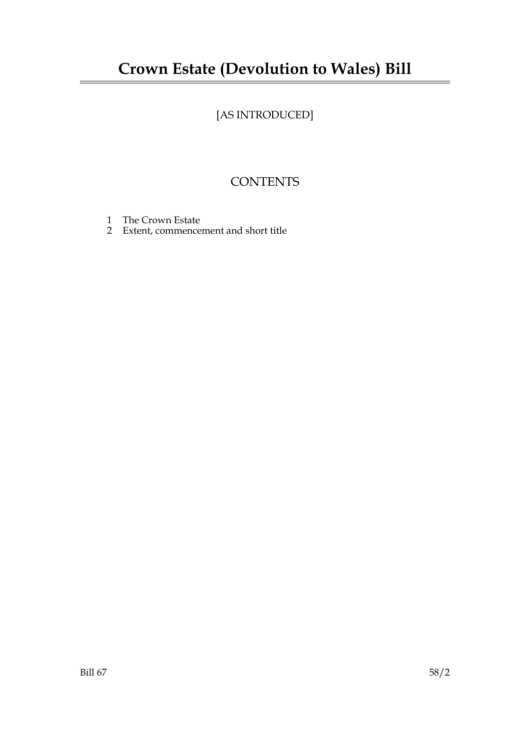# Crown Estate (Devolution to Wales) Bill

[AS INTRODUCED]

## CONTENTS

1 The Crown Estate
2 Extent, commencement and short title

Bill 67 58/2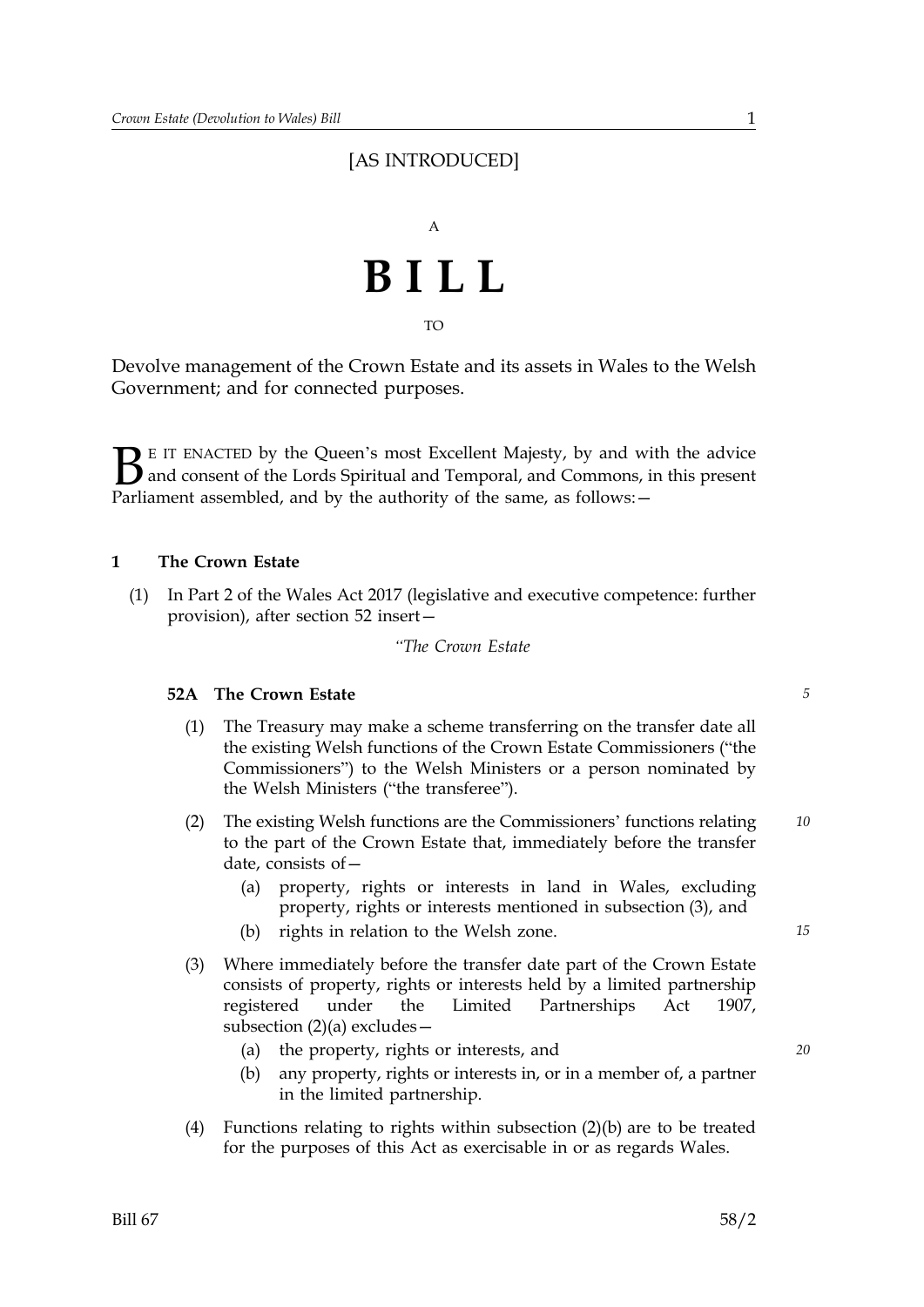[AS INTRODUCED]

A

# B I L L

TO

Devolve management of the Crown Estate and its assets in Wales to the Welsh Government; and for connected purposes.

BE IT ENACTED by the Queen's most Excellent Majesty, by and with the advice and consent of the Lords Spiritual and Temporal, and Commons, in this present Parliament assembled, and by the authority of the same, as follows:—

### 1 The Crown Estate

(1) In Part 2 of the Wales Act 2017 (legislative and executive competence: further provision), after section 52 insert—

*"The Crown Estate*

**52A The Crown Estate**

(1) The Treasury may make a scheme transferring on the transfer date all the existing Welsh functions of the Crown Estate Commissioners ("the Commissioners") to the Welsh Ministers or a person nominated by the Welsh Ministers ("the transferee").

(2) The existing Welsh functions are the Commissioners' functions relating to the part of the Crown Estate that, immediately before the transfer date, consists of—

(a) property, rights or interests in land in Wales, excluding property, rights or interests mentioned in subsection (3), and

(b) rights in relation to the Welsh zone.

(3) Where immediately before the transfer date part of the Crown Estate consists of property, rights or interests held by a limited partnership registered under the Limited Partnerships Act 1907, subsection (2)(a) excludes—

(a) the property, rights or interests, and

(b) any property, rights or interests in, or in a member of, a partner in the limited partnership.

(4) Functions relating to rights within subsection (2)(b) are to be treated for the purposes of this Act as exercisable in or as regards Wales.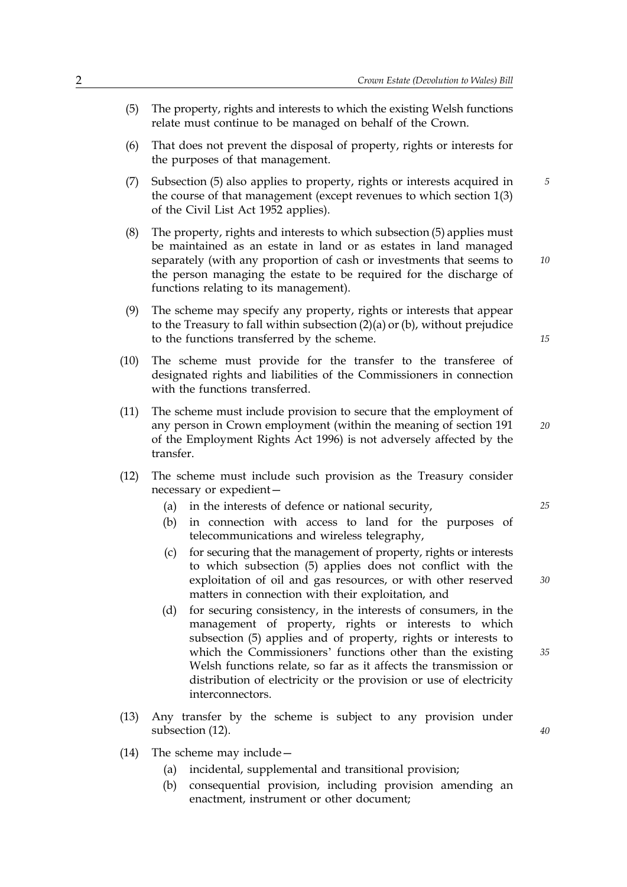(5) The property, rights and interests to which the existing Welsh functions relate must continue to be managed on behalf of the Crown.

(6) That does not prevent the disposal of property, rights or interests for the purposes of that management.

(7) Subsection (5) also applies to property, rights or interests acquired in the course of that management (except revenues to which section 1(3) of the Civil List Act 1952 applies).

(8) The property, rights and interests to which subsection (5) applies must be maintained as an estate in land or as estates in land managed separately (with any proportion of cash or investments that seems to the person managing the estate to be required for the discharge of functions relating to its management).

(9) The scheme may specify any property, rights or interests that appear to the Treasury to fall within subsection (2)(a) or (b), without prejudice to the functions transferred by the scheme.

(10) The scheme must provide for the transfer to the transferee of designated rights and liabilities of the Commissioners in connection with the functions transferred.

(11) The scheme must include provision to secure that the employment of any person in Crown employment (within the meaning of section 191 of the Employment Rights Act 1996) is not adversely affected by the transfer.

(12) The scheme must include such provision as the Treasury consider necessary or expedient—

   (a) in the interests of defence or national security,

   (b) in connection with access to land for the purposes of telecommunications and wireless telegraphy,

   (c) for securing that the management of property, rights or interests to which subsection (5) applies does not conflict with the exploitation of oil and gas resources, or with other reserved matters in connection with their exploitation, and

   (d) for securing consistency, in the interests of consumers, in the management of property, rights or interests to which subsection (5) applies and of property, rights or interests to which the Commissioners' functions other than the existing Welsh functions relate, so far as it affects the transmission or distribution of electricity or the provision or use of electricity interconnectors.

(13) Any transfer by the scheme is subject to any provision under subsection (12).

(14) The scheme may include—

   (a) incidental, supplemental and transitional provision;

   (b) consequential provision, including provision amending an enactment, instrument or other document;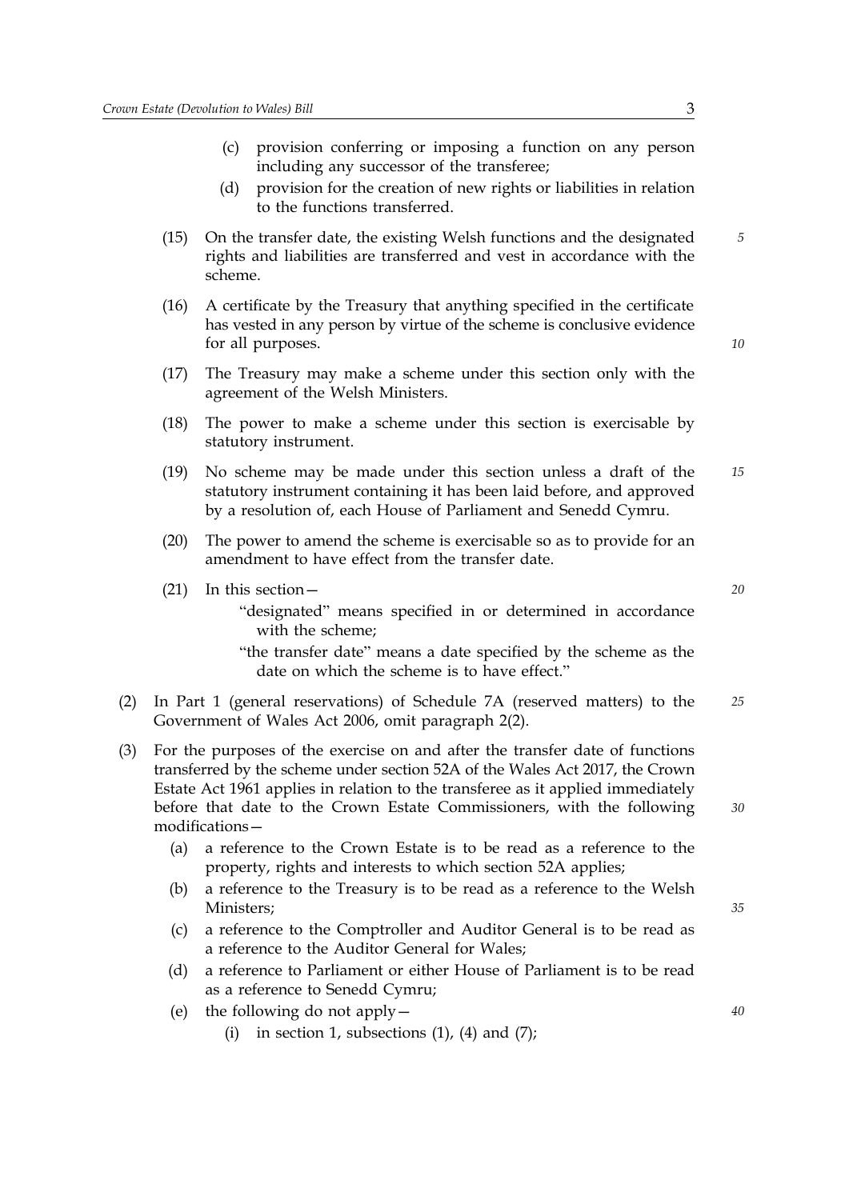(c) provision conferring or imposing a function on any person including any successor of the transferee;

(d) provision for the creation of new rights or liabilities in relation to the functions transferred.

(15) On the transfer date, the existing Welsh functions and the designated rights and liabilities are transferred and vest in accordance with the scheme.

(16) A certificate by the Treasury that anything specified in the certificate has vested in any person by virtue of the scheme is conclusive evidence for all purposes.

(17) The Treasury may make a scheme under this section only with the agreement of the Welsh Ministers.

(18) The power to make a scheme under this section is exercisable by statutory instrument.

(19) No scheme may be made under this section unless a draft of the statutory instrument containing it has been laid before, and approved by a resolution of, each House of Parliament and Senedd Cymru.

(20) The power to amend the scheme is exercisable so as to provide for an amendment to have effect from the transfer date.

(21) In this section—

"designated" means specified in or determined in accordance with the scheme;

"the transfer date" means a date specified by the scheme as the date on which the scheme is to have effect."

(2) In Part 1 (general reservations) of Schedule 7A (reserved matters) to the Government of Wales Act 2006, omit paragraph 2(2).

(3) For the purposes of the exercise on and after the transfer date of functions transferred by the scheme under section 52A of the Wales Act 2017, the Crown Estate Act 1961 applies in relation to the transferee as it applied immediately before that date to the Crown Estate Commissioners, with the following modifications—

(a) a reference to the Crown Estate is to be read as a reference to the property, rights and interests to which section 52A applies;

(b) a reference to the Treasury is to be read as a reference to the Welsh Ministers;

(c) a reference to the Comptroller and Auditor General is to be read as a reference to the Auditor General for Wales;

(d) a reference to Parliament or either House of Parliament is to be read as a reference to Senedd Cymru;

(e) the following do not apply—

(i) in section 1, subsections (1), (4) and (7);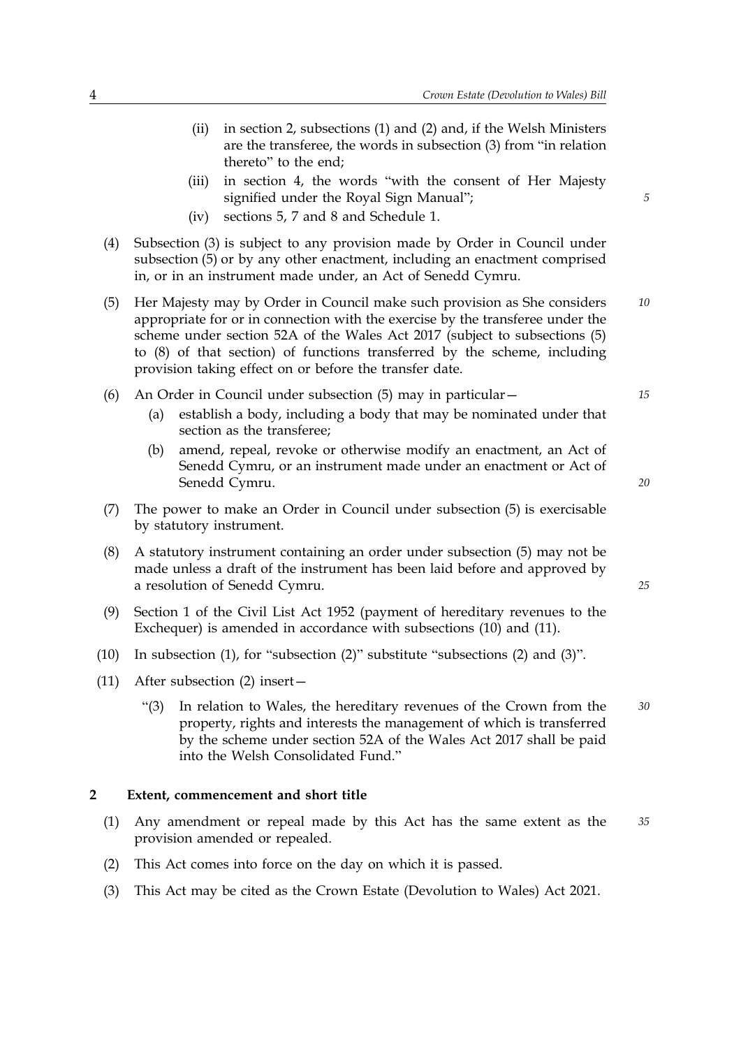(ii) in section 2, subsections (1) and (2) and, if the Welsh Ministers are the transferee, the words in subsection (3) from "in relation thereto" to the end;

(iii) in section 4, the words "with the consent of Her Majesty signified under the Royal Sign Manual";

(iv) sections 5, 7 and 8 and Schedule 1.

(4) Subsection (3) is subject to any provision made by Order in Council under subsection (5) or by any other enactment, including an enactment comprised in, or in an instrument made under, an Act of Senedd Cymru.

(5) Her Majesty may by Order in Council make such provision as She considers appropriate for or in connection with the exercise by the transferee under the scheme under section 52A of the Wales Act 2017 (subject to subsections (5) to (8) of that section) of functions transferred by the scheme, including provision taking effect on or before the transfer date.

(6) An Order in Council under subsection (5) may in particular—

(a) establish a body, including a body that may be nominated under that section as the transferee;

(b) amend, repeal, revoke or otherwise modify an enactment, an Act of Senedd Cymru, or an instrument made under an enactment or Act of Senedd Cymru.

(7) The power to make an Order in Council under subsection (5) is exercisable by statutory instrument.

(8) A statutory instrument containing an order under subsection (5) may not be made unless a draft of the instrument has been laid before and approved by a resolution of Senedd Cymru.

(9) Section 1 of the Civil List Act 1952 (payment of hereditary revenues to the Exchequer) is amended in accordance with subsections (10) and (11).

(10) In subsection (1), for "subsection (2)" substitute "subsections (2) and (3)".

(11) After subsection (2) insert—

"(3) In relation to Wales, the hereditary revenues of the Crown from the property, rights and interests the management of which is transferred by the scheme under section 52A of the Wales Act 2017 shall be paid into the Welsh Consolidated Fund."

## 2 Extent, commencement and short title

(1) Any amendment or repeal made by this Act has the same extent as the provision amended or repealed.

(2) This Act comes into force on the day on which it is passed.

(3) This Act may be cited as the Crown Estate (Devolution to Wales) Act 2021.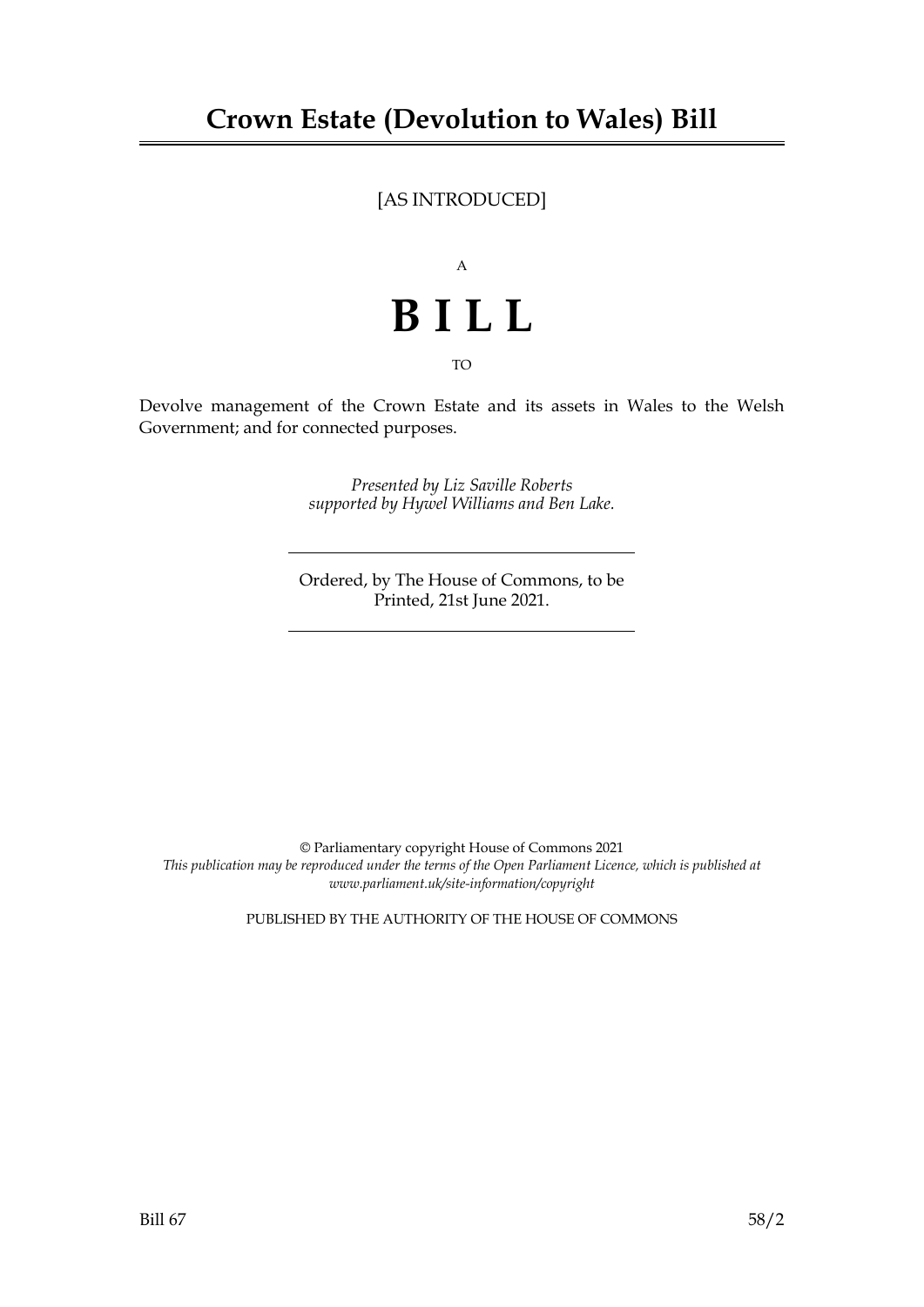# Crown Estate (Devolution to Wales) Bill

[AS INTRODUCED]

A

# B I L L

TO

Devolve management of the Crown Estate and its assets in Wales to the Welsh Government; and for connected purposes.

*Presented by Liz Saville Roberts supported by Hywel Williams and Ben Lake.*

---

Ordered, by The House of Commons, to be Printed, 21st June 2021.

---

© Parliamentary copyright House of Commons 2021
*This publication may be reproduced under the terms of the Open Parliament Licence, which is published at www.parliament.uk/site-information/copyright*

PUBLISHED BY THE AUTHORITY OF THE HOUSE OF COMMONS

Bill 67 58/2